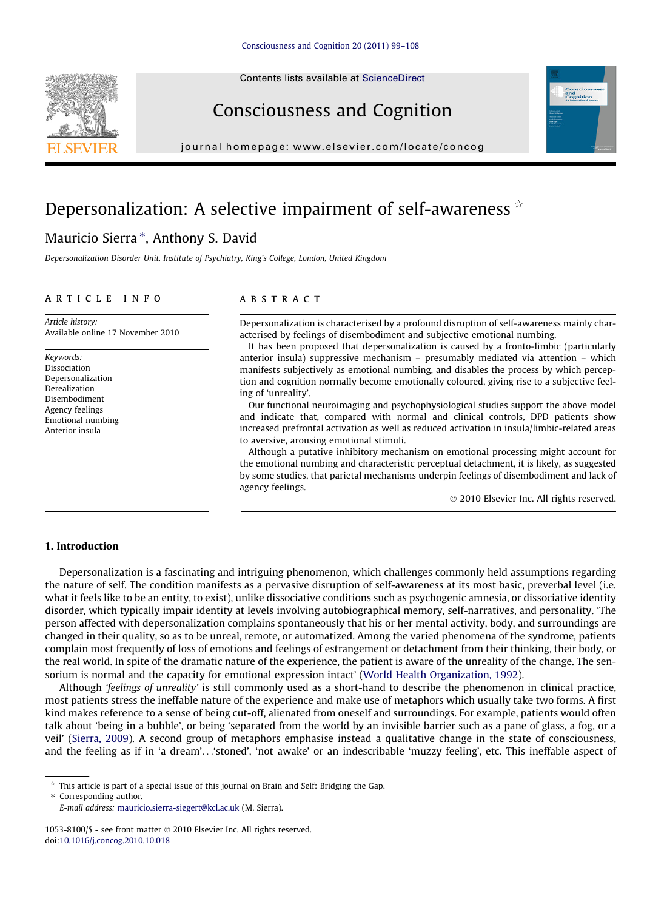Contents lists available at ScienceDirect

# Consciousness and Cognition

journal homepage: www.elsevier.com/locate/concog

# Depersonalization: A selective impairment of self-awareness ☆

Mauricio Sierra *, Anthony S. David

*Depersonalization Disorder Unit, Institute of Psychiatry, King's College, London, United Kingdom*

## ARTICLE INFO

*Article history:*
Available online 17 November 2010

*Keywords:*
Dissociation
Depersonalization
Derealization
Disembodiment
Agency feelings
Emotional numbing
Anterior insula

## ABSTRACT

Depersonalization is characterised by a profound disruption of self-awareness mainly characterised by feelings of disembodiment and subjective emotional numbing.

It has been proposed that depersonalization is caused by a fronto-limbic (particularly anterior insula) suppressive mechanism – presumably mediated via attention – which manifests subjectively as emotional numbing, and disables the process by which perception and cognition normally become emotionally coloured, giving rise to a subjective feeling of 'unreality'.

Our functional neuroimaging and psychophysiological studies support the above model and indicate that, compared with normal and clinical controls, DPD patients show increased prefrontal activation as well as reduced activation in insula/limbic-related areas to aversive, arousing emotional stimuli.

Although a putative inhibitory mechanism on emotional processing might account for the emotional numbing and characteristic perceptual detachment, it is likely, as suggested by some studies, that parietal mechanisms underpin feelings of disembodiment and lack of agency feelings.

© 2010 Elsevier Inc. All rights reserved.

## 1. Introduction

Depersonalization is a fascinating and intriguing phenomenon, which challenges commonly held assumptions regarding the nature of self. The condition manifests as a pervasive disruption of self-awareness at its most basic, preverbal level (i.e. what it feels like to be an entity, to exist), unlike dissociative conditions such as psychogenic amnesia, or dissociative identity disorder, which typically impair identity at levels involving autobiographical memory, self-narratives, and personality. 'The person affected with depersonalization complains spontaneously that his or her mental activity, body, and surroundings are changed in their quality, so as to be unreal, remote, or automatized. Among the varied phenomena of the syndrome, patients complain most frequently of loss of emotions and feelings of estrangement or detachment from their thinking, their body, or the real world. In spite of the dramatic nature of the experience, the patient is aware of the unreality of the change. The sensorium is normal and the capacity for emotional expression intact' (World Health Organization, 1992).

Although *'feelings of unreality'* is still commonly used as a short-hand to describe the phenomenon in clinical practice, most patients stress the ineffable nature of the experience and make use of metaphors which usually take two forms. A first kind makes reference to a sense of being cut-off, alienated from oneself and surroundings. For example, patients would often talk about 'being in a bubble', or being 'separated from the world by an invisible barrier such as a pane of glass, a fog, or a veil' (Sierra, 2009). A second group of metaphors emphasise instead a qualitative change in the state of consciousness, and the feeling as if in 'a dream'...'stoned', 'not awake' or an indescribable 'muzzy feeling', etc. This ineffable aspect of

☆ This article is part of a special issue of this journal on Brain and Self: Bridging the Gap.
* Corresponding author.
*E-mail address:* mauricio.sierra-siegert@kcl.ac.uk (M. Sierra).

1053-8100/$ - see front matter © 2010 Elsevier Inc. All rights reserved.
doi:10.1016/j.concog.2010.10.018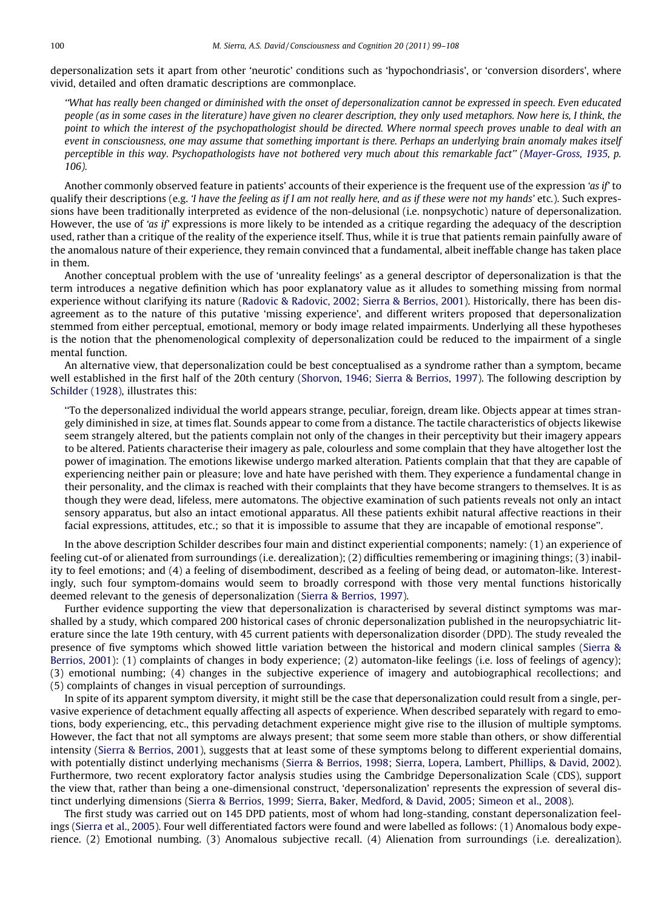depersonalization sets it apart from other 'neurotic' conditions such as 'hypochondriasis', or 'conversion disorders', where vivid, detailed and often dramatic descriptions are commonplace.

> *"What has really been changed or diminished with the onset of depersonalization cannot be expressed in speech. Even educated people (as in some cases in the literature) have given no clearer description, they only used metaphors. Now here is, I think, the point to which the interest of the psychopathologist should be directed. Where normal speech proves unable to deal with an event in consciousness, one may assume that something important is there. Perhaps an underlying brain anomaly makes itself perceptible in this way. Psychopathologists have not bothered very much about this remarkable fact" (Mayer-Gross, 1935, p. 106).*

Another commonly observed feature in patients' accounts of their experience is the frequent use of the expression *'as if'* to qualify their descriptions (e.g. *'I have the feeling as if I am not really here, and as if these were not my hands'* etc.). Such expressions have been traditionally interpreted as evidence of the non-delusional (i.e. nonpsychotic) nature of depersonalization. However, the use of *'as if'* expressions is more likely to be intended as a critique regarding the adequacy of the description used, rather than a critique of the reality of the experience itself. Thus, while it is true that patients remain painfully aware of the anomalous nature of their experience, they remain convinced that a fundamental, albeit ineffable change has taken place in them.

Another conceptual problem with the use of 'unreality feelings' as a general descriptor of depersonalization is that the term introduces a negative definition which has poor explanatory value as it alludes to something missing from normal experience without clarifying its nature (Radovic & Radovic, 2002; Sierra & Berrios, 2001). Historically, there has been disagreement as to the nature of this putative 'missing experience', and different writers proposed that depersonalization stemmed from either perceptual, emotional, memory or body image related impairments. Underlying all these hypotheses is the notion that the phenomenological complexity of depersonalization could be reduced to the impairment of a single mental function.

An alternative view, that depersonalization could be best conceptualised as a syndrome rather than a symptom, became well established in the first half of the 20th century (Shorvon, 1946; Sierra & Berrios, 1997). The following description by Schilder (1928), illustrates this:

> "To the depersonalized individual the world appears strange, peculiar, foreign, dream like. Objects appear at times strangely diminished in size, at times flat. Sounds appear to come from a distance. The tactile characteristics of objects likewise seem strangely altered, but the patients complain not only of the changes in their perceptivity but their imagery appears to be altered. Patients characterise their imagery as pale, colourless and some complain that they have altogether lost the power of imagination. The emotions likewise undergo marked alteration. Patients complain that that they are capable of experiencing neither pain or pleasure; love and hate have perished with them. They experience a fundamental change in their personality, and the climax is reached with their complaints that they have become strangers to themselves. It is as though they were dead, lifeless, mere automatons. The objective examination of such patients reveals not only an intact sensory apparatus, but also an intact emotional apparatus. All these patients exhibit natural affective reactions in their facial expressions, attitudes, etc.; so that it is impossible to assume that they are incapable of emotional response".

In the above description Schilder describes four main and distinct experiential components; namely: (1) an experience of feeling cut-of or alienated from surroundings (i.e. derealization); (2) difficulties remembering or imagining things; (3) inability to feel emotions; and (4) a feeling of disembodiment, described as a feeling of being dead, or automaton-like. Interestingly, such four symptom-domains would seem to broadly correspond with those very mental functions historically deemed relevant to the genesis of depersonalization (Sierra & Berrios, 1997).

Further evidence supporting the view that depersonalization is characterised by several distinct symptoms was marshalled by a study, which compared 200 historical cases of chronic depersonalization published in the neuropsychiatric literature since the late 19th century, with 45 current patients with depersonalization disorder (DPD). The study revealed the presence of five symptoms which showed little variation between the historical and modern clinical samples (Sierra & Berrios, 2001): (1) complaints of changes in body experience; (2) automaton-like feelings (i.e. loss of feelings of agency); (3) emotional numbing; (4) changes in the subjective experience of imagery and autobiographical recollections; and (5) complaints of changes in visual perception of surroundings.

In spite of its apparent symptom diversity, it might still be the case that depersonalization could result from a single, pervasive experience of detachment equally affecting all aspects of experience. When described separately with regard to emotions, body experiencing, etc., this pervading detachment experience might give rise to the illusion of multiple symptoms. However, the fact that not all symptoms are always present; that some seem more stable than others, or show differential intensity (Sierra & Berrios, 2001), suggests that at least some of these symptoms belong to different experiential domains, with potentially distinct underlying mechanisms (Sierra & Berrios, 1998; Sierra, Lopera, Lambert, Phillips, & David, 2002). Furthermore, two recent exploratory factor analysis studies using the Cambridge Depersonalization Scale (CDS), support the view that, rather than being a one-dimensional construct, 'depersonalization' represents the expression of several distinct underlying dimensions (Sierra & Berrios, 1999; Sierra, Baker, Medford, & David, 2005; Simeon et al., 2008).

The first study was carried out on 145 DPD patients, most of whom had long-standing, constant depersonalization feelings (Sierra et al., 2005). Four well differentiated factors were found and were labelled as follows: (1) Anomalous body experience. (2) Emotional numbing. (3) Anomalous subjective recall. (4) Alienation from surroundings (i.e. derealization).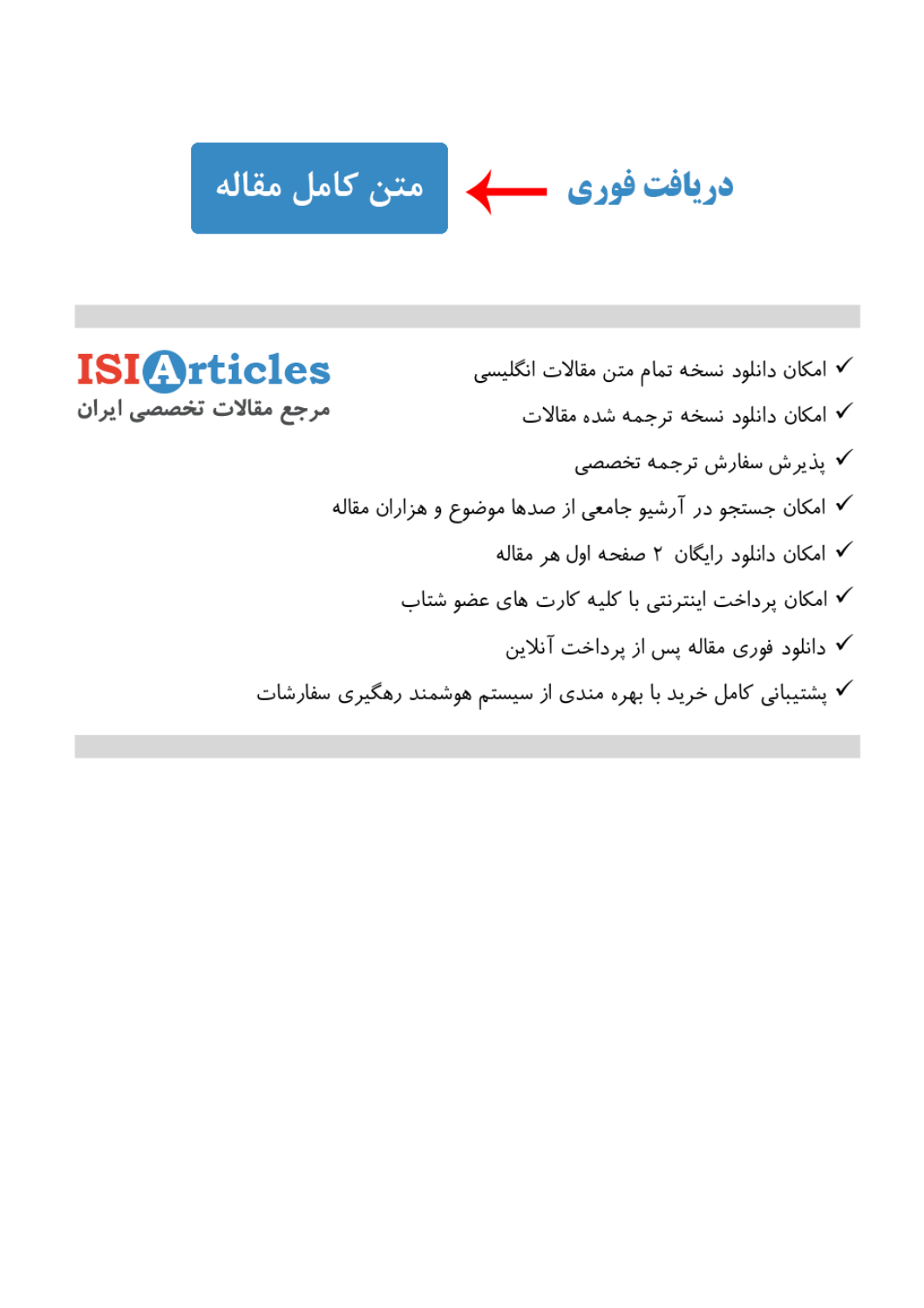دریافت فوری ← متن کامل مقاله

**ISIArticles**
مرجع مقالات تخصصی ایران

- ✓ امکان دانلود نسخه تمام متن مقالات انگلیسی
- ✓ امکان دانلود نسخه ترجمه شده مقالات
- ✓ پذیرش سفارش ترجمه تخصصی
- ✓ امکان جستجو در آرشیو جامعی از صدها موضوع و هزاران مقاله
- ✓ امکان دانلود رایگان ۲ صفحه اول هر مقاله
- ✓ امکان پرداخت اینترنتی با کلیه کارت های عضو شتاب
- ✓ دانلود فوری مقاله پس از پرداخت آنلاین
- ✓ پشتیبانی کامل خرید با بهره مندی از سیستم هوشمند رهگیری سفارشات